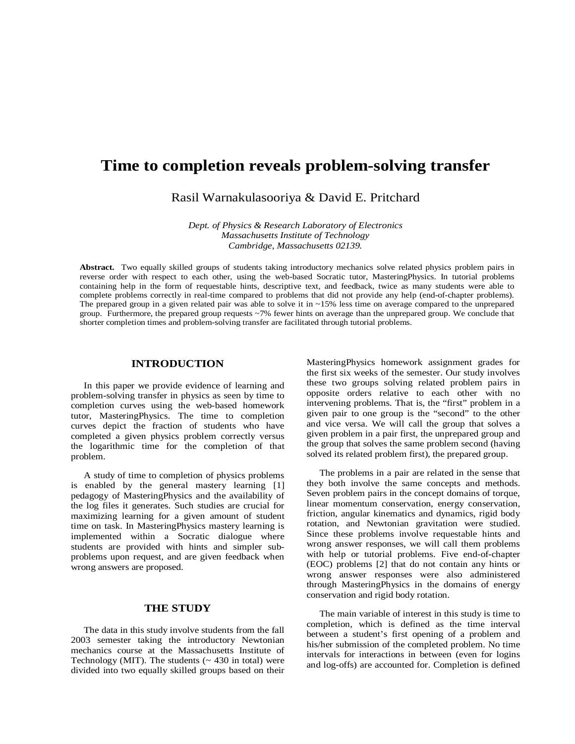# Time to completion reveals problem-solving transfer

Rasil Warnakulasooriya & David E. Pritchard

*Dept. of Physics & Research Laboratory of Electronics*
*Massachusetts Institute of Technology*
*Cambridge, Massachusetts 02139.*

**Abstract.** Two equally skilled groups of students taking introductory mechanics solve related physics problem pairs in reverse order with respect to each other, using the web-based Socratic tutor, MasteringPhysics. In tutorial problems containing help in the form of requestable hints, descriptive text, and feedback, twice as many students were able to complete problems correctly in real-time compared to problems that did not provide any help (end-of-chapter problems). The prepared group in a given related pair was able to solve it in ~15% less time on average compared to the unprepared group. Furthermore, the prepared group requests ~7% fewer hints on average than the unprepared group. We conclude that shorter completion times and problem-solving transfer are facilitated through tutorial problems.

## INTRODUCTION

In this paper we provide evidence of learning and problem-solving transfer in physics as seen by time to completion curves using the web-based homework tutor, MasteringPhysics. The time to completion curves depict the fraction of students who have completed a given physics problem correctly versus the logarithmic time for the completion of that problem.

A study of time to completion of physics problems is enabled by the general mastery learning [1] pedagogy of MasteringPhysics and the availability of the log files it generates. Such studies are crucial for maximizing learning for a given amount of student time on task. In MasteringPhysics mastery learning is implemented within a Socratic dialogue where students are provided with hints and simpler sub-problems upon request, and are given feedback when wrong answers are proposed.

## THE STUDY

The data in this study involve students from the fall 2003 semester taking the introductory Newtonian mechanics course at the Massachusetts Institute of Technology (MIT). The students (~ 430 in total) were divided into two equally skilled groups based on their MasteringPhysics homework assignment grades for the first six weeks of the semester. Our study involves these two groups solving related problem pairs in opposite orders relative to each other with no intervening problems. That is, the "first" problem in a given pair to one group is the "second" to the other and vice versa. We will call the group that solves a given problem in a pair first, the unprepared group and the group that solves the same problem second (having solved its related problem first), the prepared group.

The problems in a pair are related in the sense that they both involve the same concepts and methods. Seven problem pairs in the concept domains of torque, linear momentum conservation, energy conservation, friction, angular kinematics and dynamics, rigid body rotation, and Newtonian gravitation were studied. Since these problems involve requestable hints and wrong answer responses, we will call them problems with help or tutorial problems. Five end-of-chapter (EOC) problems [2] that do not contain any hints or wrong answer responses were also administered through MasteringPhysics in the domains of energy conservation and rigid body rotation.

The main variable of interest in this study is time to completion, which is defined as the time interval between a student's first opening of a problem and his/her submission of the completed problem. No time intervals for interactions in between (even for logins and log-offs) are accounted for. Completion is defined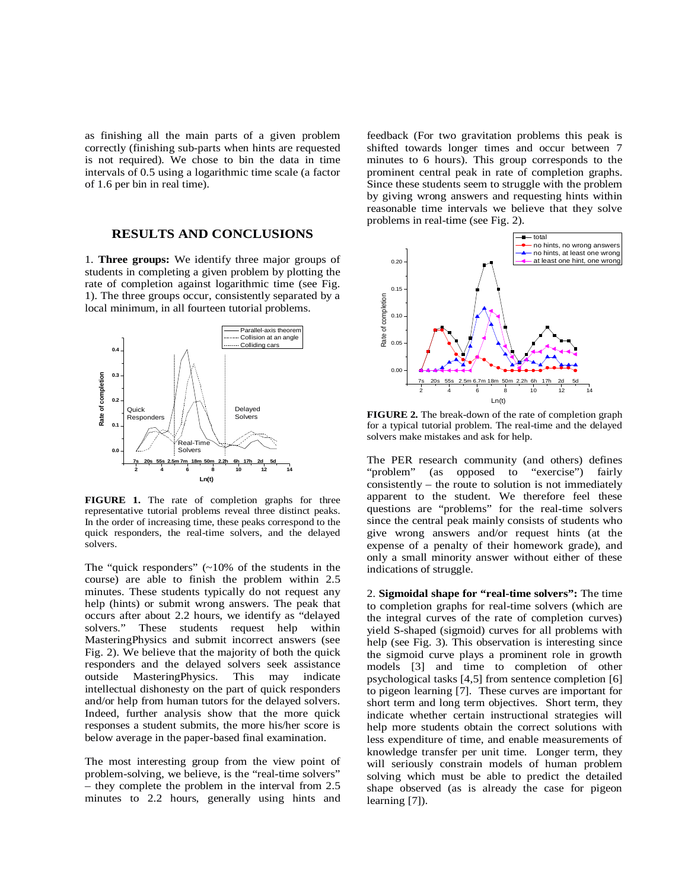as finishing all the main parts of a given problem correctly (finishing sub-parts when hints are requested is not required). We chose to bin the data in time intervals of 0.5 using a logarithmic time scale (a factor of 1.6 per bin in real time).

## RESULTS AND CONCLUSIONS

1. **Three groups:** We identify three major groups of students in completing a given problem by plotting the rate of completion against logarithmic time (see Fig. 1). The three groups occur, consistently separated by a local minimum, in all fourteen tutorial problems.

Parallel-axis theorem
Collision at an angle
Colliding cars
Rate of completion
0.4
0.3
0.2
0.1
0.0
Quick Responders
Real-Time Solvers
Delayed Solvers
7s 20s 55s 2.5m 7m 18m 50m 2.2h 6h 17h 2d 5d
2 4 6 8 10 12 14
Ln(t)

**FIGURE 1.** The rate of completion graphs for three representative tutorial problems reveal three distinct peaks. In the order of increasing time, these peaks correspond to the quick responders, the real-time solvers, and the delayed solvers.

The "quick responders" (~10% of the students in the course) are able to finish the problem within 2.5 minutes. These students typically do not request any help (hints) or submit wrong answers. The peak that occurs after about 2.2 hours, we identify as "delayed solvers." These students request help within MasteringPhysics and submit incorrect answers (see Fig. 2). We believe that the majority of both the quick responders and the delayed solvers seek assistance outside MasteringPhysics. This may indicate intellectual dishonesty on the part of quick responders and/or help from human tutors for the delayed solvers. Indeed, further analysis show that the more quick responses a student submits, the more his/her score is below average in the paper-based final examination.

The most interesting group from the view point of problem-solving, we believe, is the "real-time solvers" – they complete the problem in the interval from 2.5 minutes to 2.2 hours, generally using hints and feedback (For two gravitation problems this peak is shifted towards longer times and occur between 7 minutes to 6 hours). This group corresponds to the prominent central peak in rate of completion graphs. Since these students seem to struggle with the problem by giving wrong answers and requesting hints within reasonable time intervals we believe that they solve problems in real-time (see Fig. 2).

total
no hints, no wrong answers
no hints, at least one wrong
at least one hint, one wrong
Rate of completion
0.20
0.15
0.10
0.05
0.00
7s 20s 55s 2.5m 6.7m 18m 50m 2.2h 6h 17h 2d 5d
2 4 6 8 10 12 14
Ln(t)

**FIGURE 2.** The break-down of the rate of completion graph for a typical tutorial problem. The real-time and the delayed solvers make mistakes and ask for help.

The PER research community (and others) defines "problem" (as opposed to "exercise") fairly consistently – the route to solution is not immediately apparent to the student. We therefore feel these questions are "problems" for the real-time solvers since the central peak mainly consists of students who give wrong answers and/or request hints (at the expense of a penalty of their homework grade), and only a small minority answer without either of these indications of struggle.

2. **Sigmoidal shape for "real-time solvers":** The time to completion graphs for real-time solvers (which are the integral curves of the rate of completion curves) yield S-shaped (sigmoid) curves for all problems with help (see Fig. 3). This observation is interesting since the sigmoid curve plays a prominent role in growth models [3] and time to completion of other psychological tasks [4,5] from sentence completion [6] to pigeon learning [7]. These curves are important for short term and long term objectives. Short term, they indicate whether certain instructional strategies will help more students obtain the correct solutions with less expenditure of time, and enable measurements of knowledge transfer per unit time. Longer term, they will seriously constrain models of human problem solving which must be able to predict the detailed shape observed (as is already the case for pigeon learning [7]).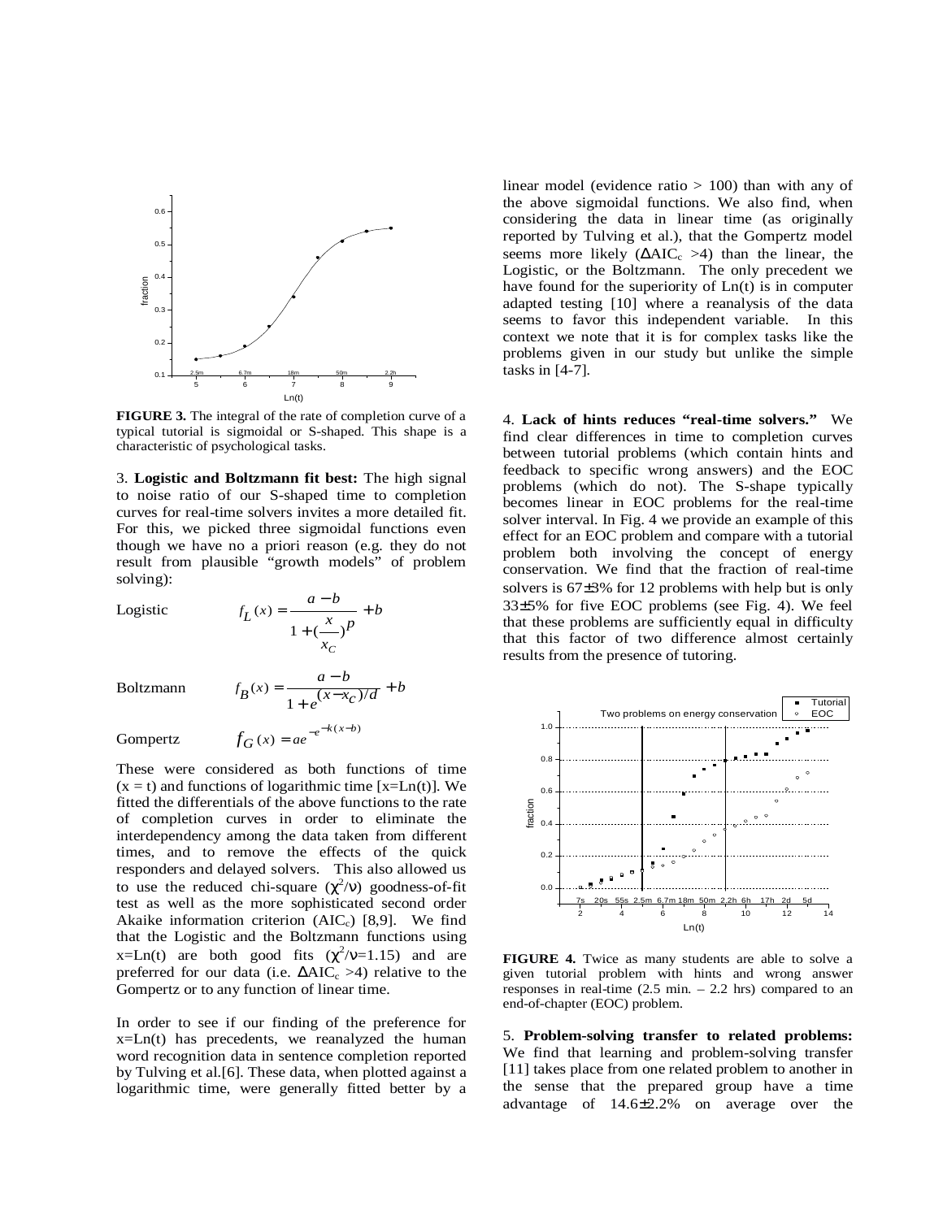0.6
0.5
0.4
0.3
0.2
0.1
fraction
2.5m 6.7m 18m 50m 2.2h
5 6 7 8 9
Ln(t)

**FIGURE 3.** The integral of the rate of completion curve of a typical tutorial is sigmoidal or S-shaped. This shape is a characteristic of psychological tasks.

3. **Logistic and Boltzmann fit best:** The high signal to noise ratio of our S-shaped time to completion curves for real-time solvers invites a more detailed fit. For this, we picked three sigmoidal functions even though we have no a priori reason (e.g. they do not result from plausible "growth models" of problem solving):

Logistic
$$f_L(x) = \frac{a-b}{1+(\frac{x}{x_C})^p} + b$$

Boltzmann
$$f_B(x) = \frac{a-b}{1+e^{(x-x_C)/d}} + b$$

Gompertz
$$f_G(x) = ae^{-e^{-k(x-b)}}$$

These were considered as both functions of time ($x = t$) and functions of logarithmic time [$x=\text{Ln}(t)$]. We fitted the differentials of the above functions to the rate of completion curves in order to eliminate the interdependency among the data taken from different times, and to remove the effects of the quick responders and delayed solvers. This also allowed us to use the reduced chi-square ($\chi^2/\nu$) goodness-of-fit test as well as the more sophisticated second order Akaike information criterion ($AIC_c$) [8,9]. We find that the Logistic and the Boltzmann functions using $x=\text{Ln}(t)$ are both good fits ($\chi^2/\nu=1.15$) and are preferred for our data (i.e. $\Delta AIC_c > 4$) relative to the Gompertz or to any function of linear time.

In order to see if our finding of the preference for $x=\text{Ln}(t)$ has precedents, we reanalyzed the human word recognition data in sentence completion reported by Tulving et al.[6]. These data, when plotted against a logarithmic time, were generally fitted better by a linear model (evidence ratio > 100) than with any of the above sigmoidal functions. We also find, when considering the data in linear time (as originally reported by Tulving et al.), that the Gompertz model seems more likely ($\Delta AIC_c > 4$) than the linear, the Logistic, or the Boltzmann. The only precedent we have found for the superiority of Ln(t) is in computer adapted testing [10] where a reanalysis of the data seems to favor this independent variable. In this context we note that it is for complex tasks like the problems given in our study but unlike the simple tasks in [4-7].

4. **Lack of hints reduces "real-time solvers."** We find clear differences in time to completion curves between tutorial problems (which contain hints and feedback to specific wrong answers) and the EOC problems (which do not). The S-shape typically becomes linear in EOC problems for the real-time solver interval. In Fig. 4 we provide an example of this effect for an EOC problem and compare with a tutorial problem both involving the concept of energy conservation. We find that the fraction of real-time solvers is 67±3% for 12 problems with help but is only 33±5% for five EOC problems (see Fig. 4). We feel that these problems are sufficiently equal in difficulty that this factor of two difference almost certainly results from the presence of tutoring.

Two problems on energy conservation
Tutorial
EOC
1.0
0.8
0.6
0.4
0.2
0.0
fraction
7s 20s 55s 2.5m 6.7m 18m 50m 2.2h 6h 17h 2d 5d
2 4 6 8 10 12 14
Ln(t)

**FIGURE 4.** Twice as many students are able to solve a given tutorial problem with hints and wrong answer responses in real-time (2.5 min. – 2.2 hrs) compared to an end-of-chapter (EOC) problem.

5. **Problem-solving transfer to related problems:** We find that learning and problem-solving transfer [11] takes place from one related problem to another in the sense that the prepared group have a time advantage of 14.6±2.2% on average over the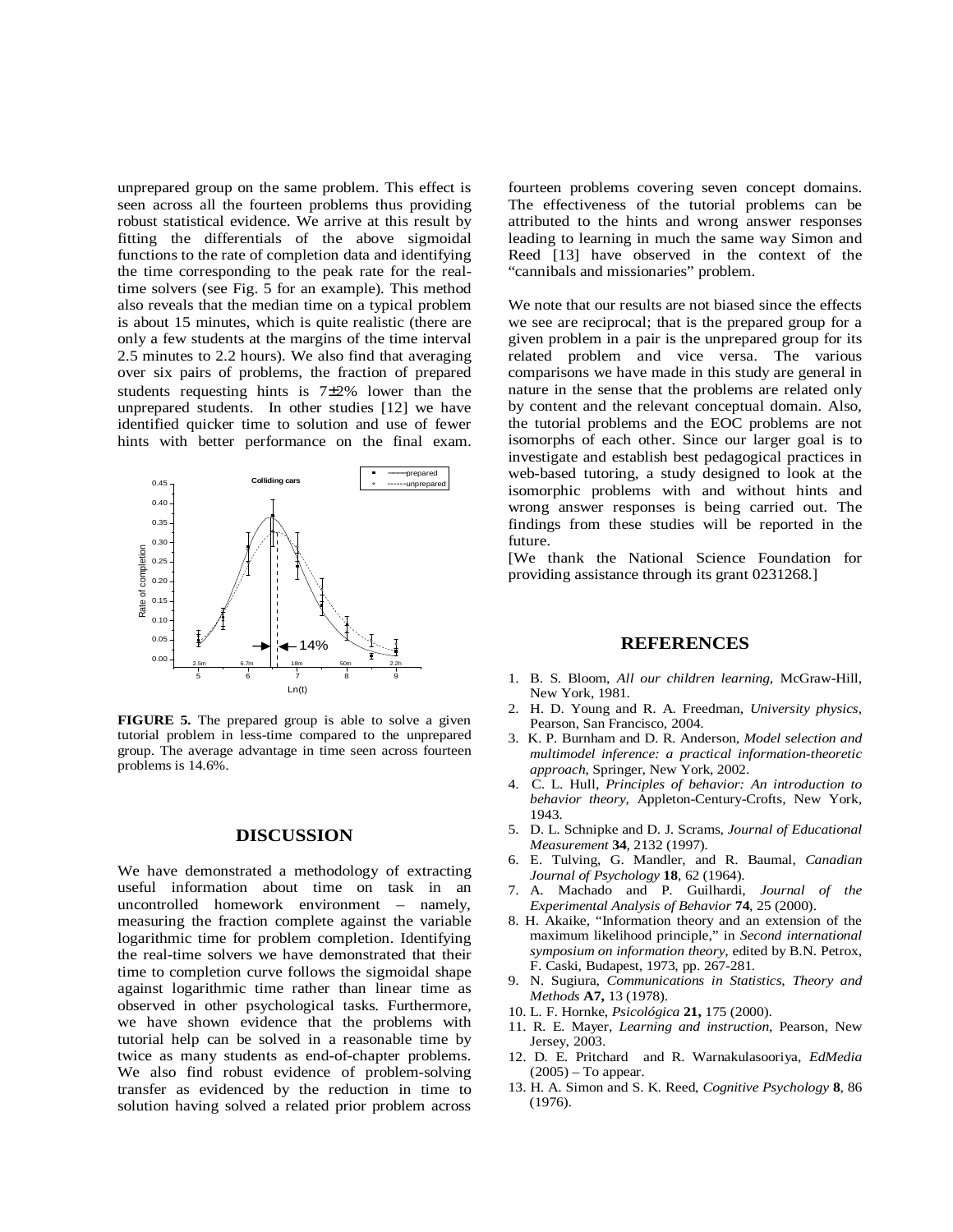unprepared group on the same problem. This effect is seen across all the fourteen problems thus providing robust statistical evidence. We arrive at this result by fitting the differentials of the above sigmoidal functions to the rate of completion data and identifying the time corresponding to the peak rate for the real-time solvers (see Fig. 5 for an example). This method also reveals that the median time on a typical problem is about 15 minutes, which is quite realistic (there are only a few students at the margins of the time interval 2.5 minutes to 2.2 hours). We also find that averaging over six pairs of problems, the fraction of prepared students requesting hints is 7±2% lower than the unprepared students. In other studies [12] we have identified quicker time to solution and use of fewer hints with better performance on the final exam.

Colliding cars

prepared
unprepared

Rate of completion

0.45
0.40
0.35
0.30
0.25
0.20
0.15
0.10
0.05
0.00

14%

2.5m 6.7m 18m 50m 2.2h

5 6 7 8 9

Ln(t)

**FIGURE 5.** The prepared group is able to solve a given tutorial problem in less-time compared to the unprepared group. The average advantage in time seen across fourteen problems is 14.6%.

## DISCUSSION

We have demonstrated a methodology of extracting useful information about time on task in an uncontrolled homework environment – namely, measuring the fraction complete against the variable logarithmic time for problem completion. Identifying the real-time solvers we have demonstrated that their time to completion curve follows the sigmoidal shape against logarithmic time rather than linear time as observed in other psychological tasks. Furthermore, we have shown evidence that the problems with tutorial help can be solved in a reasonable time by twice as many students as end-of-chapter problems. We also find robust evidence of problem-solving transfer as evidenced by the reduction in time to solution having solved a related prior problem across fourteen problems covering seven concept domains. The effectiveness of the tutorial problems can be attributed to the hints and wrong answer responses leading to learning in much the same way Simon and Reed [13] have observed in the context of the "cannibals and missionaries" problem.

We note that our results are not biased since the effects we see are reciprocal; that is the prepared group for a given problem in a pair is the unprepared group for its related problem and vice versa. The various comparisons we have made in this study are general in nature in the sense that the problems are related only by content and the relevant conceptual domain. Also, the tutorial problems and the EOC problems are not isomorphs of each other. Since our larger goal is to investigate and establish best pedagogical practices in web-based tutoring, a study designed to look at the isomorphic problems with and without hints and wrong answer responses is being carried out. The findings from these studies will be reported in the future.

[We thank the National Science Foundation for providing assistance through its grant 0231268.]

## REFERENCES

1. B. S. Bloom, *All our children learning*, McGraw-Hill, New York, 1981.
2. H. D. Young and R. A. Freedman, *University physics*, Pearson, San Francisco, 2004.
3. K. P. Burnham and D. R. Anderson, *Model selection and multimodel inference: a practical information-theoretic approach*, Springer, New York, 2002.
4. C. L. Hull, *Principles of behavior: An introduction to behavior theory*, Appleton-Century-Crofts, New York, 1943.
5. D. L. Schnipke and D. J. Scrams, *Journal of Educational Measurement* **34**, 2132 (1997).
6. E. Tulving, G. Mandler, and R. Baumal, *Canadian Journal of Psychology* **18**, 62 (1964).
7. A. Machado and P. Guilhardi, *Journal of the Experimental Analysis of Behavior* **74**, 25 (2000).
8. H. Akaike, "Information theory and an extension of the maximum likelihood principle," in *Second international symposium on information theory*, edited by B.N. Petrox, F. Caski, Budapest, 1973, pp. 267-281.
9. N. Sugiura, *Communications in Statistics, Theory and Methods* **A7,** 13 (1978).
10. L. F. Hornke, *Psicológica* **21,** 175 (2000).
11. R. E. Mayer, *Learning and instruction*, Pearson, New Jersey, 2003.
12. D. E. Pritchard and R. Warnakulasooriya, *EdMedia* (2005) – To appear.
13. H. A. Simon and S. K. Reed, *Cognitive Psychology* **8**, 86 (1976).